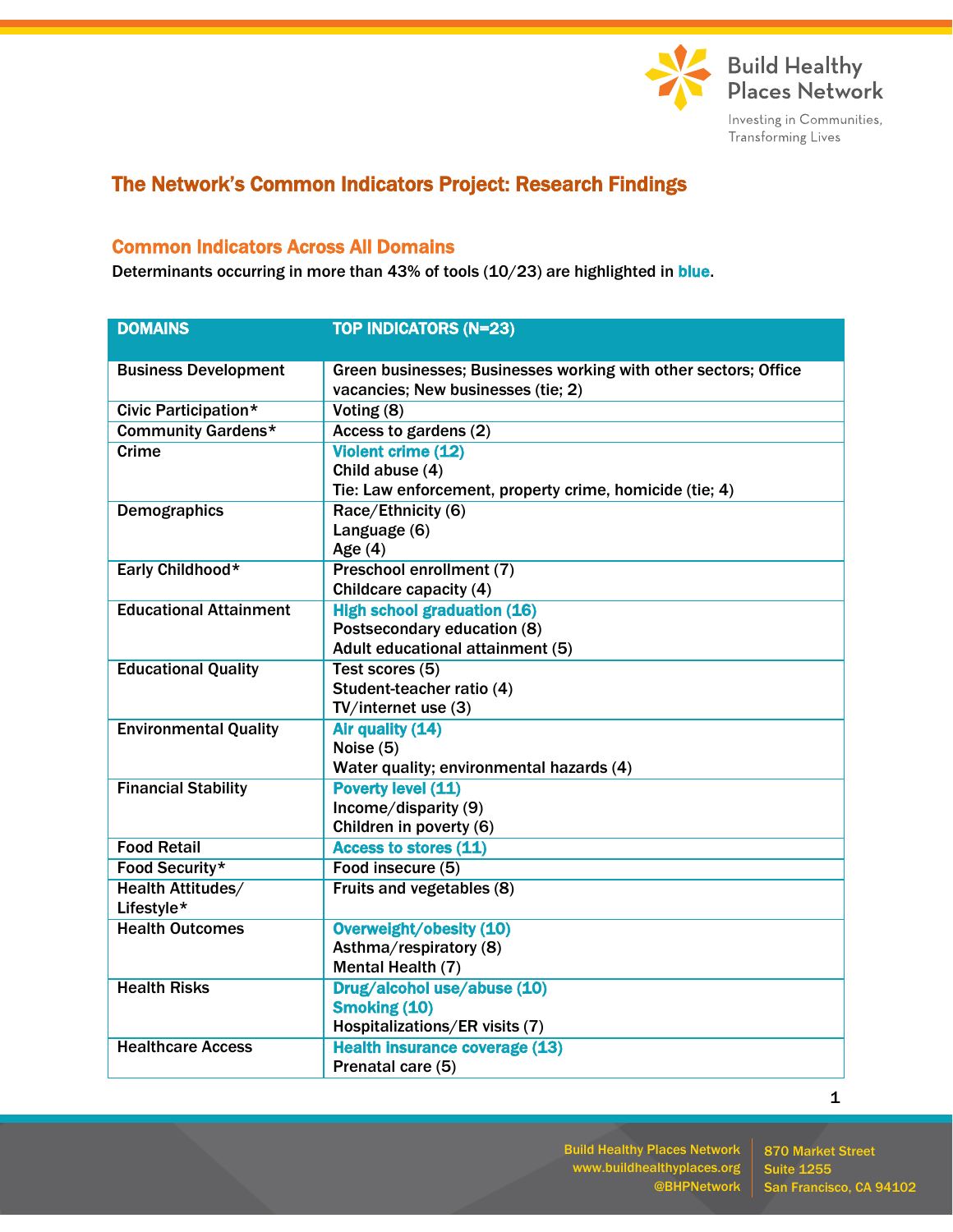# The Network's Common Indicators Project: Research Findings

## Common Indicators Across All Domains

Determinants occurring in more than 43% of tools (10/23) are highlighted in **blue**.

| DOMAINS | TOP INDICATORS (N=23) |
|---|---|
| Business Development | Green businesses; Businesses working with other sectors; Office vacancies; New businesses (tie; 2) |
| Civic Participation* | Voting (8) |
| Community Gardens* | Access to gardens (2) |
| Crime | **Violent crime (12)**<br>Child abuse (4)<br>Tie: Law enforcement, property crime, homicide (tie; 4) |
| Demographics | Race/Ethnicity (6)<br>Language (6)<br>Age (4) |
| Early Childhood* | Preschool enrollment (7)<br>Childcare capacity (4) |
| Educational Attainment | **High school graduation (16)**<br>Postsecondary education (8)<br>Adult educational attainment (5) |
| Educational Quality | Test scores (5)<br>Student-teacher ratio (4)<br>TV/internet use (3) |
| Environmental Quality | **Air quality (14)**<br>Noise (5)<br>Water quality; environmental hazards (4) |
| Financial Stability | **Poverty level (11)**<br>Income/disparity (9)<br>Children in poverty (6) |
| Food Retail | **Access to stores (11)** |
| Food Security* | Food insecure (5) |
| Health Attitudes/ Lifestyle* | Fruits and vegetables (8) |
| Health Outcomes | **Overweight/obesity (10)**<br>Asthma/respiratory (8)<br>Mental Health (7) |
| Health Risks | **Drug/alcohol use/abuse (10)**<br>**Smoking (10)**<br>Hospitalizations/ER visits (7) |
| Healthcare Access | **Health insurance coverage (13)**<br>Prenatal care (5) |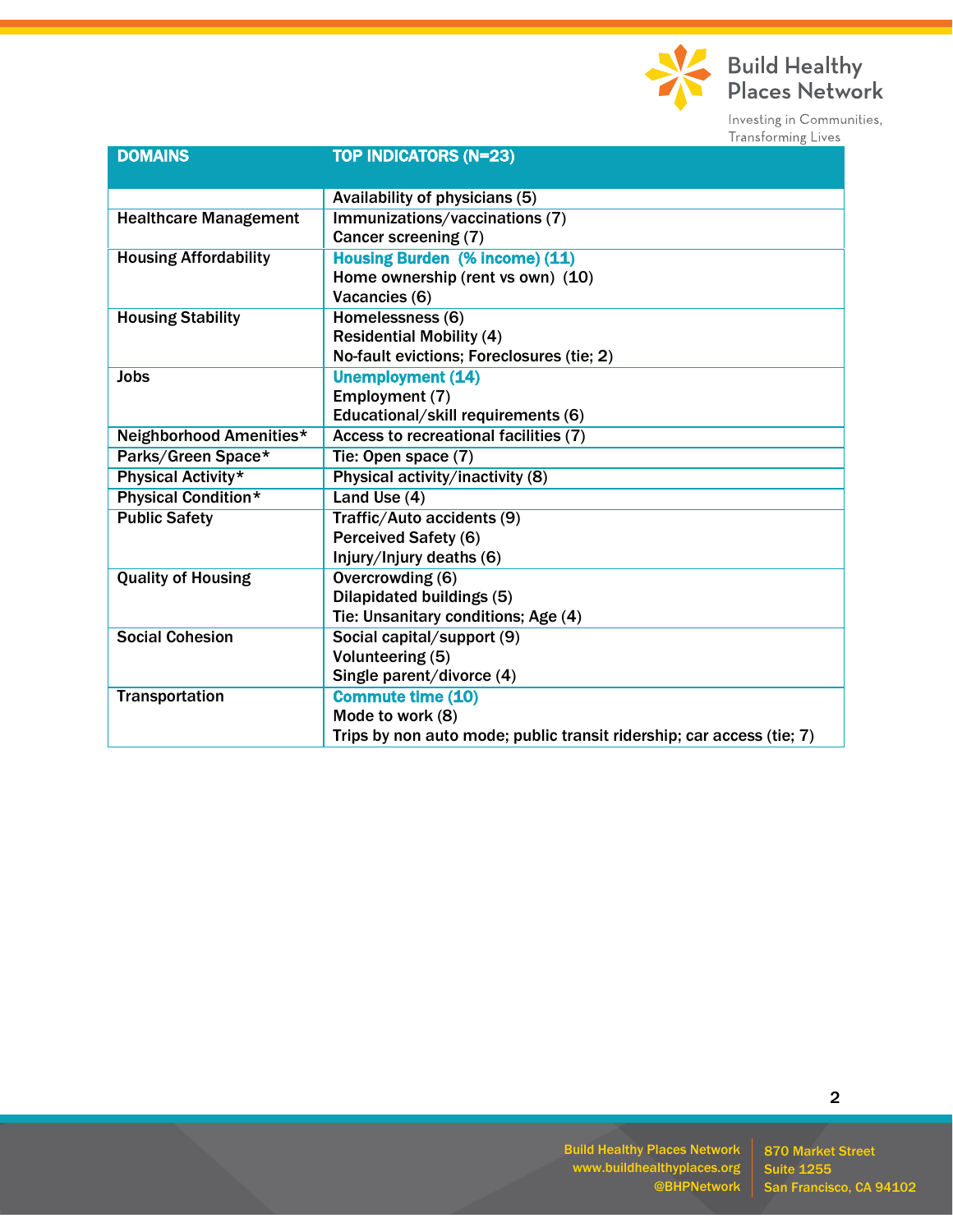| DOMAINS | TOP INDICATORS (N=23) |
| --- | --- |
| | Availability of physicians (5) |
| Healthcare Management | Immunizations/vaccinations (7)<br>Cancer screening (7) |
| Housing Affordability | **Housing Burden (% income) (11)**<br>Home ownership (rent vs own) (10)<br>Vacancies (6) |
| Housing Stability | Homelessness (6)<br>Residential Mobility (4)<br>No-fault evictions; Foreclosures (tie; 2) |
| Jobs | **Unemployment (14)**<br>Employment (7)<br>Educational/skill requirements (6) |
| Neighborhood Amenities* | Access to recreational facilities (7) |
| Parks/Green Space* | Tie: Open space (7) |
| Physical Activity* | Physical activity/inactivity (8) |
| Physical Condition* | Land Use (4) |
| Public Safety | Traffic/Auto accidents (9)<br>Perceived Safety (6)<br>Injury/Injury deaths (6) |
| Quality of Housing | Overcrowding (6)<br>Dilapidated buildings (5)<br>Tie: Unsanitary conditions; Age (4) |
| Social Cohesion | Social capital/support (9)<br>Volunteering (5)<br>Single parent/divorce (4) |
| Transportation | **Commute time (10)**<br>Mode to work (8)<br>Trips by non auto mode; public transit ridership; car access (tie; 7) |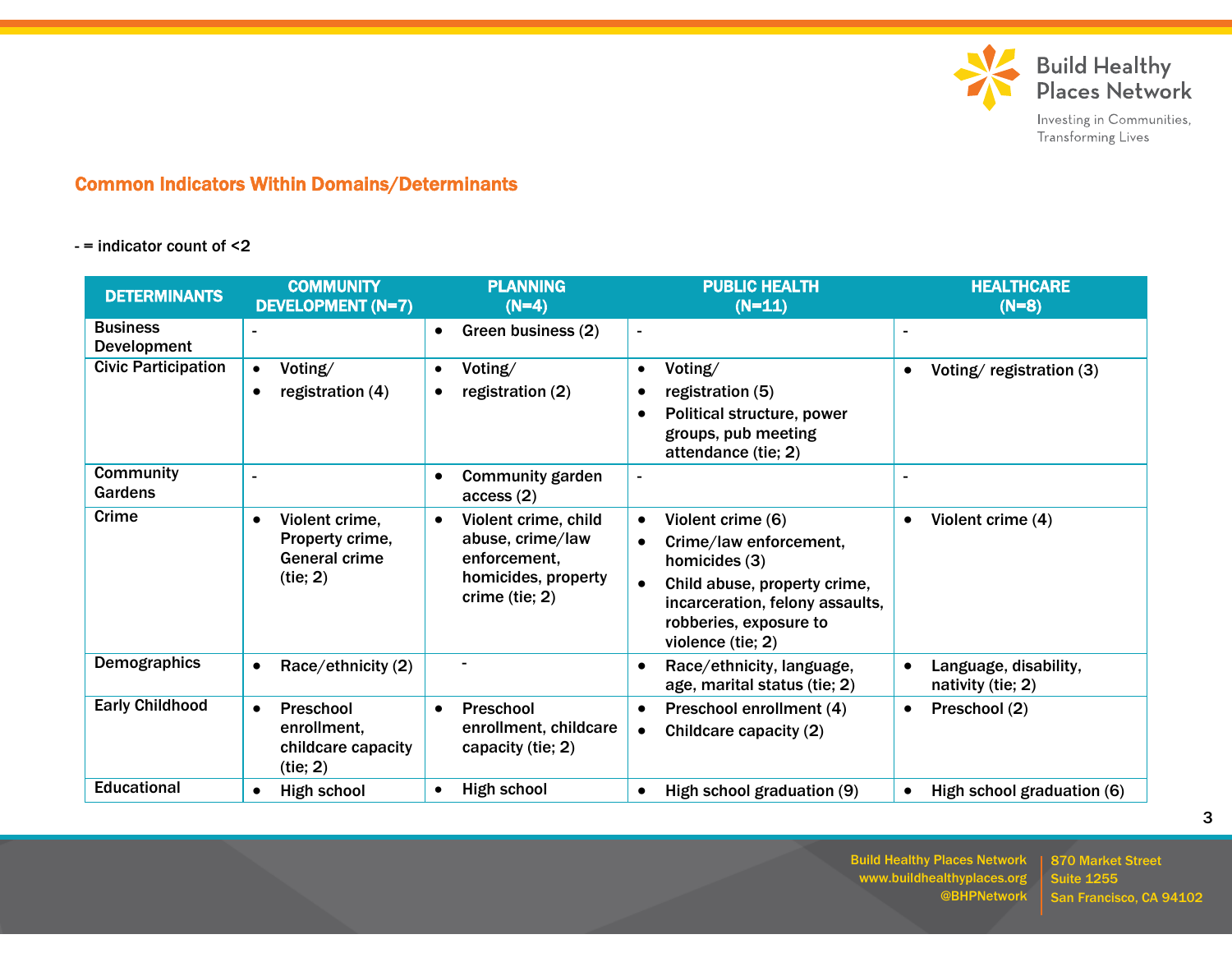## Common Indicators Within Domains/Determinants

- = indicator count of <2

| DETERMINANTS | COMMUNITY DEVELOPMENT (N=7) | PLANNING (N=4) | PUBLIC HEALTH (N=11) | HEALTHCARE (N=8) |
|---|---|---|---|---|
| Business Development | - | • Green business (2) | - | - |
| Civic Participation | • Voting/ • registration (4) | • Voting/ • registration (2) | • Voting/ • registration (5) • Political structure, power groups, pub meeting attendance (tie; 2) | • Voting/ registration (3) |
| Community Gardens | - | • Community garden access (2) | - | - |
| Crime | • Violent crime, Property crime, General crime (tie; 2) | • Violent crime, child abuse, crime/law enforcement, homicides, property crime (tie; 2) | • Violent crime (6) • Crime/law enforcement, homicides (3) • Child abuse, property crime, incarceration, felony assaults, robberies, exposure to violence (tie; 2) | • Violent crime (4) |
| Demographics | • Race/ethnicity (2) | - | • Race/ethnicity, language, age, marital status (tie; 2) | • Language, disability, nativity (tie; 2) |
| Early Childhood | • Preschool enrollment, childcare capacity (tie; 2) | • Preschool enrollment, childcare capacity (tie; 2) | • Preschool enrollment (4) • Childcare capacity (2) | • Preschool (2) |
| Educational | • High school | • High school | • High school graduation (9) | • High school graduation (6) |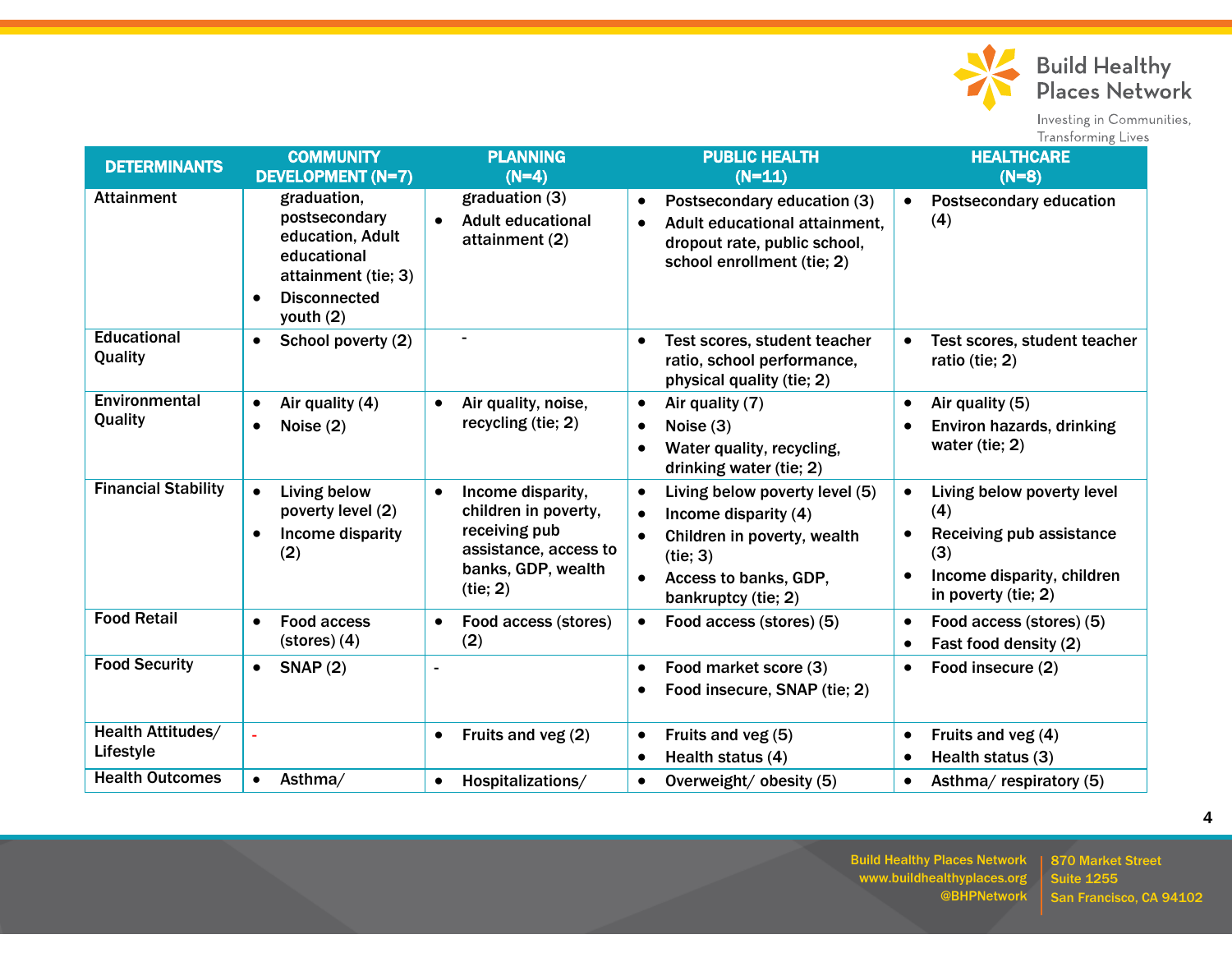| DETERMINANTS | COMMUNITY DEVELOPMENT (N=7) | PLANNING (N=4) | PUBLIC HEALTH (N=11) | HEALTHCARE (N=8) |
|---|---|---|---|---|
| Attainment | graduation, postsecondary education, Adult educational attainment (tie; 3)<br>• Disconnected youth (2) | graduation (3)<br>• Adult educational attainment (2) | • Postsecondary education (3)<br>• Adult educational attainment, dropout rate, public school, school enrollment (tie; 2) | • Postsecondary education (4) |
| Educational Quality | • School poverty (2) | - | • Test scores, student teacher ratio, school performance, physical quality (tie; 2) | • Test scores, student teacher ratio (tie; 2) |
| Environmental Quality | • Air quality (4)<br>• Noise (2) | • Air quality, noise, recycling (tie; 2) | • Air quality (7)<br>• Noise (3)<br>• Water quality, recycling, drinking water (tie; 2) | • Air quality (5)<br>• Environ hazards, drinking water (tie; 2) |
| Financial Stability | • Living below poverty level (2)<br>• Income disparity (2) | • Income disparity, children in poverty, receiving pub assistance, access to banks, GDP, wealth (tie; 2) | • Living below poverty level (5)<br>• Income disparity (4)<br>• Children in poverty, wealth (tie; 3)<br>• Access to banks, GDP, bankruptcy (tie; 2) | • Living below poverty level (4)<br>• Receiving pub assistance (3)<br>• Income disparity, children in poverty (tie; 2) |
| Food Retail | • Food access (stores) (4) | • Food access (stores) (2) | • Food access (stores) (5) | • Food access (stores) (5)<br>• Fast food density (2) |
| Food Security | • SNAP (2) | - | • Food market score (3)<br>• Food insecure, SNAP (tie; 2) | • Food insecure (2) |
| Health Attitudes/ Lifestyle | - | • Fruits and veg (2) | • Fruits and veg (5)<br>• Health status (4) | • Fruits and veg (4)<br>• Health status (3) |
| Health Outcomes | • Asthma/ | • Hospitalizations/ | • Overweight/ obesity (5) | • Asthma/ respiratory (5) |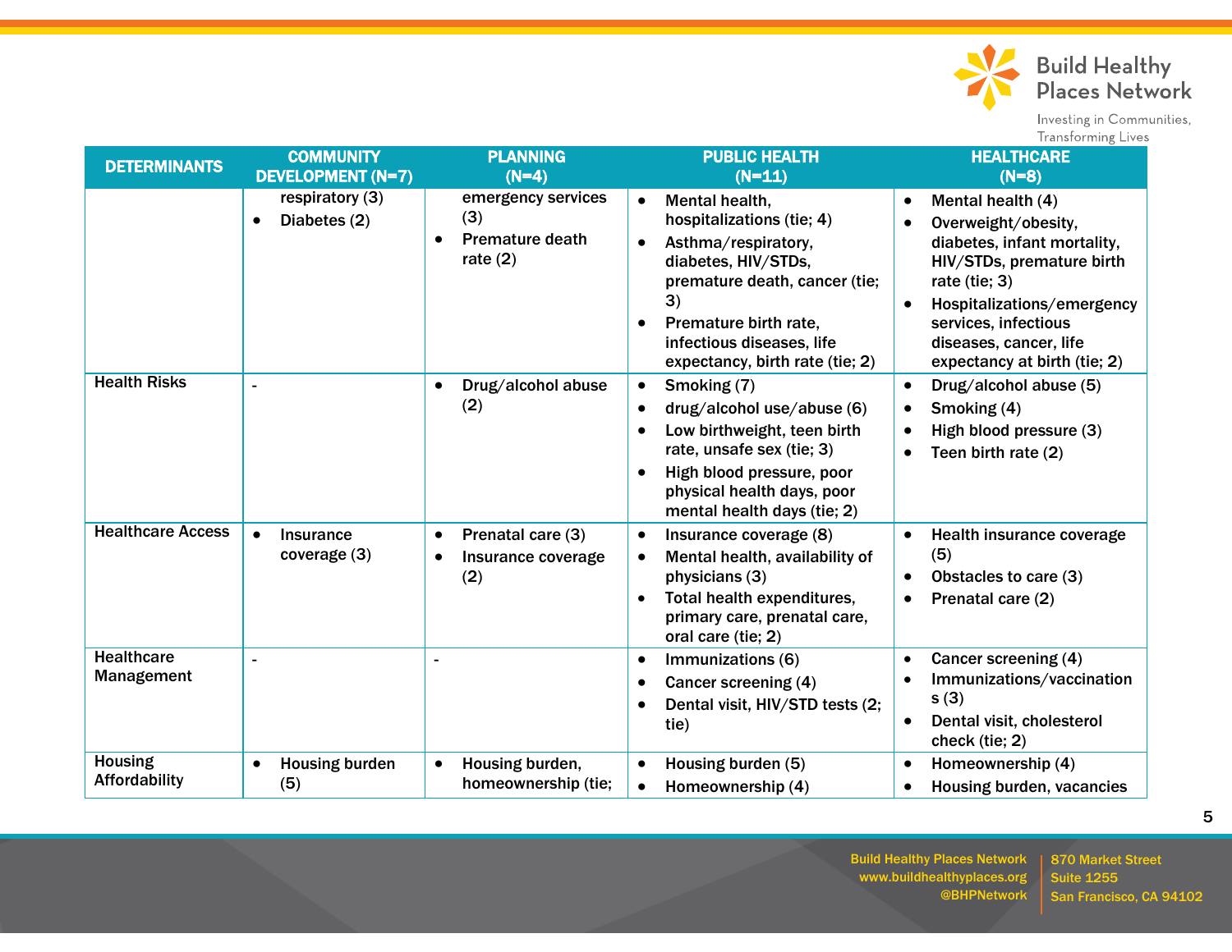| DETERMINANTS | COMMUNITY DEVELOPMENT (N=7) | PLANNING (N=4) | PUBLIC HEALTH (N=11) | HEALTHCARE (N=8) |
|---|---|---|---|---|
| | respiratory (3)<br>• Diabetes (2) | emergency services (3)<br>• Premature death rate (2) | • Mental health, hospitalizations (tie; 4)<br>• Asthma/respiratory, diabetes, HIV/STDs, premature death, cancer (tie; 3)<br>• Premature birth rate, infectious diseases, life expectancy, birth rate (tie; 2) | • Mental health (4)<br>• Overweight/obesity, diabetes, infant mortality, HIV/STDs, premature birth rate (tie; 3)<br>• Hospitalizations/emergency services, infectious diseases, cancer, life expectancy at birth (tie; 2) |
| Health Risks | - | • Drug/alcohol abuse (2) | • Smoking (7)<br>• drug/alcohol use/abuse (6)<br>• Low birthweight, teen birth rate, unsafe sex (tie; 3)<br>• High blood pressure, poor physical health days, poor mental health days (tie; 2) | • Drug/alcohol abuse (5)<br>• Smoking (4)<br>• High blood pressure (3)<br>• Teen birth rate (2) |
| Healthcare Access | • Insurance coverage (3) | • Prenatal care (3)<br>• Insurance coverage (2) | • Insurance coverage (8)<br>• Mental health, availability of physicians (3)<br>• Total health expenditures, primary care, prenatal care, oral care (tie; 2) | • Health insurance coverage (5)<br>• Obstacles to care (3)<br>• Prenatal care (2) |
| Healthcare Management | - | - | • Immunizations (6)<br>• Cancer screening (4)<br>• Dental visit, HIV/STD tests (2; tie) | • Cancer screening (4)<br>• Immunizations/vaccinations (3)<br>• Dental visit, cholesterol check (tie; 2) |
| Housing Affordability | • Housing burden (5) | • Housing burden, homeownership (tie; | • Housing burden (5)<br>• Homeownership (4) | • Homeownership (4)<br>• Housing burden, vacancies |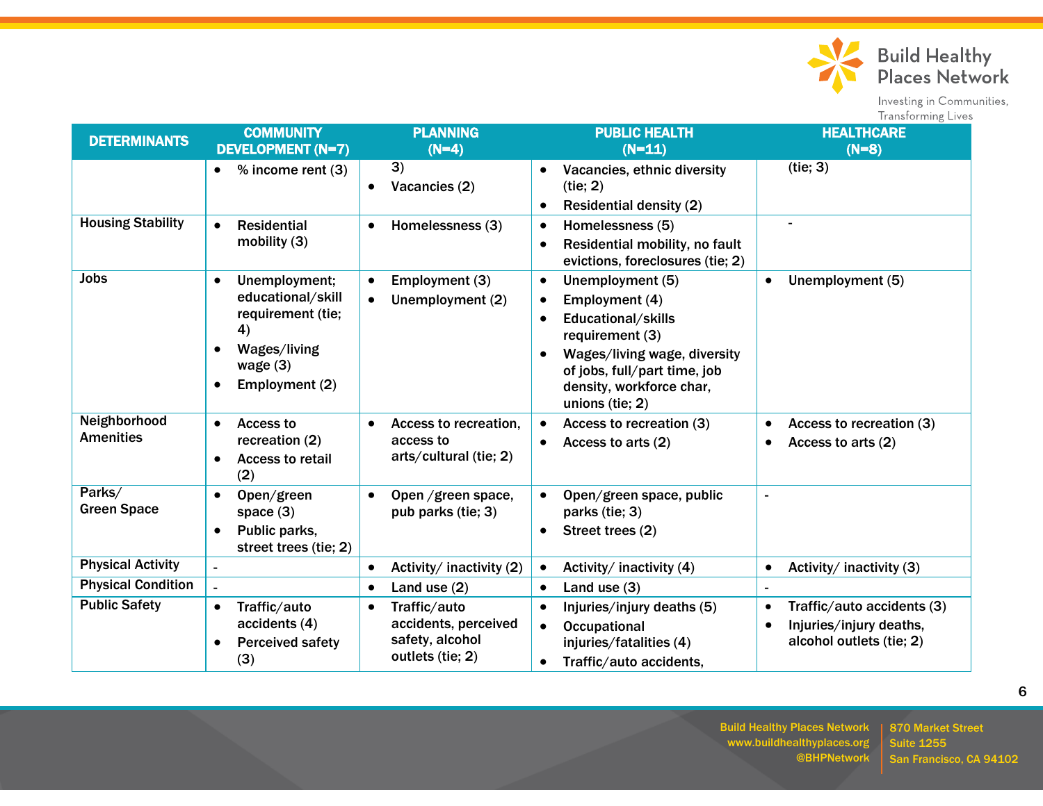| DETERMINANTS | COMMUNITY DEVELOPMENT (N=7) | PLANNING (N=4) | PUBLIC HEALTH (N=11) | HEALTHCARE (N=8) |
|---|---|---|---|---|
| | • % income rent (3) | 3)<br>• Vacancies (2) | • Vacancies, ethnic diversity (tie; 2)<br>• Residential density (2) | (tie; 3) |
| Housing Stability | • Residential mobility (3) | • Homelessness (3) | • Homelessness (5)<br>• Residential mobility, no fault evictions, foreclosures (tie; 2) | - |
| Jobs | • Unemployment; educational/skill requirement (tie; 4)<br>• Wages/living wage (3)<br>• Employment (2) | • Employment (3)<br>• Unemployment (2) | • Unemployment (5)<br>• Employment (4)<br>• Educational/skills requirement (3)<br>• Wages/living wage, diversity of jobs, full/part time, job density, workforce char, unions (tie; 2) | • Unemployment (5) |
| Neighborhood Amenities | • Access to recreation (2)<br>• Access to retail (2) | • Access to recreation, access to arts/cultural (tie; 2) | • Access to recreation (3)<br>• Access to arts (2) | • Access to recreation (3)<br>• Access to arts (2) |
| Parks/ Green Space | • Open/green space (3)<br>• Public parks, street trees (tie; 2) | • Open /green space, pub parks (tie; 3) | • Open/green space, public parks (tie; 3)<br>• Street trees (2) | - |
| Physical Activity | - | • Activity/ inactivity (2) | • Activity/ inactivity (4) | • Activity/ inactivity (3) |
| Physical Condition | - | • Land use (2) | • Land use (3) | - |
| Public Safety | • Traffic/auto accidents (4)<br>• Perceived safety (3) | • Traffic/auto accidents, perceived safety, alcohol outlets (tie; 2) | • Injuries/injury deaths (5)<br>• Occupational injuries/fatalities (4)<br>• Traffic/auto accidents, | • Traffic/auto accidents (3)<br>• Injuries/injury deaths, alcohol outlets (tie; 2) |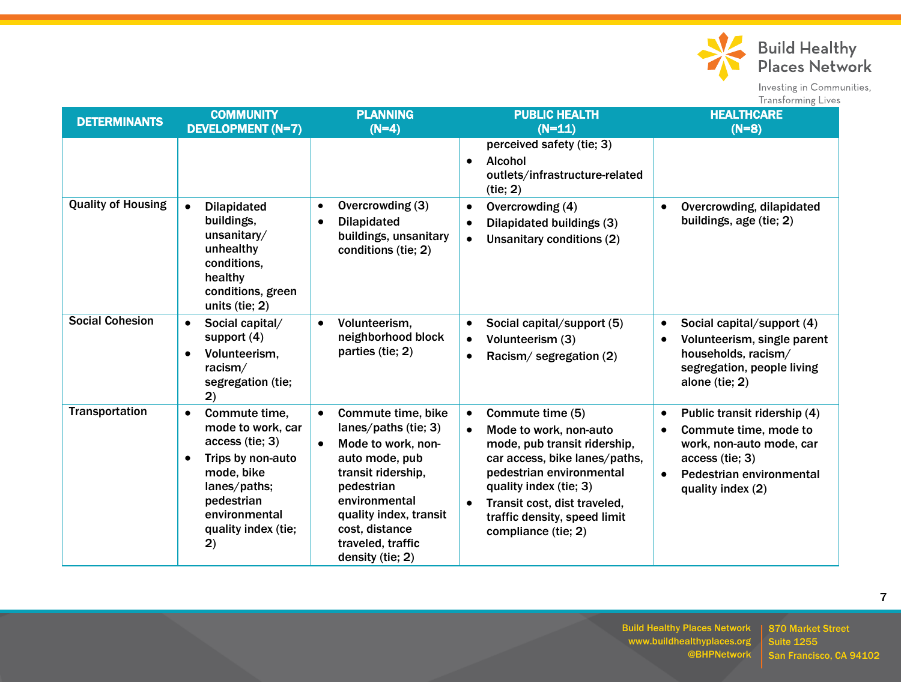| DETERMINANTS | COMMUNITY DEVELOPMENT (N=7) | PLANNING (N=4) | PUBLIC HEALTH (N=11) | HEALTHCARE (N=8) |
|---|---|---|---|---|
| | | | perceived safety (tie; 3)<br>• Alcohol outlets/infrastructure-related (tie; 2) | |
| Quality of Housing | • Dilapidated buildings, unsanitary/ unhealthy conditions, healthy conditions, green units (tie; 2) | • Overcrowding (3)<br>• Dilapidated buildings, unsanitary conditions (tie; 2) | • Overcrowding (4)<br>• Dilapidated buildings (3)<br>• Unsanitary conditions (2) | • Overcrowding, dilapidated buildings, age (tie; 2) |
| Social Cohesion | • Social capital/ support (4)<br>• Volunteerism, racism/ segregation (tie; 2) | • Volunteerism, neighborhood block parties (tie; 2) | • Social capital/support (5)<br>• Volunteerism (3)<br>• Racism/ segregation (2) | • Social capital/support (4)<br>• Volunteerism, single parent households, racism/ segregation, people living alone (tie; 2) |
| Transportation | • Commute time, mode to work, car access (tie; 3)<br>• Trips by non-auto mode, bike lanes/paths; pedestrian environmental quality index (tie; 2) | • Commute time, bike lanes/paths (tie; 3)<br>• Mode to work, non-auto mode, pub transit ridership, pedestrian environmental quality index, transit cost, distance traveled, traffic density (tie; 2) | • Commute time (5)<br>• Mode to work, non-auto mode, pub transit ridership, car access, bike lanes/paths, pedestrian environmental quality index (tie; 3)<br>• Transit cost, dist traveled, traffic density, speed limit compliance (tie; 2) | • Public transit ridership (4)<br>• Commute time, mode to work, non-auto mode, car access (tie; 3)<br>• Pedestrian environmental quality index (2) |